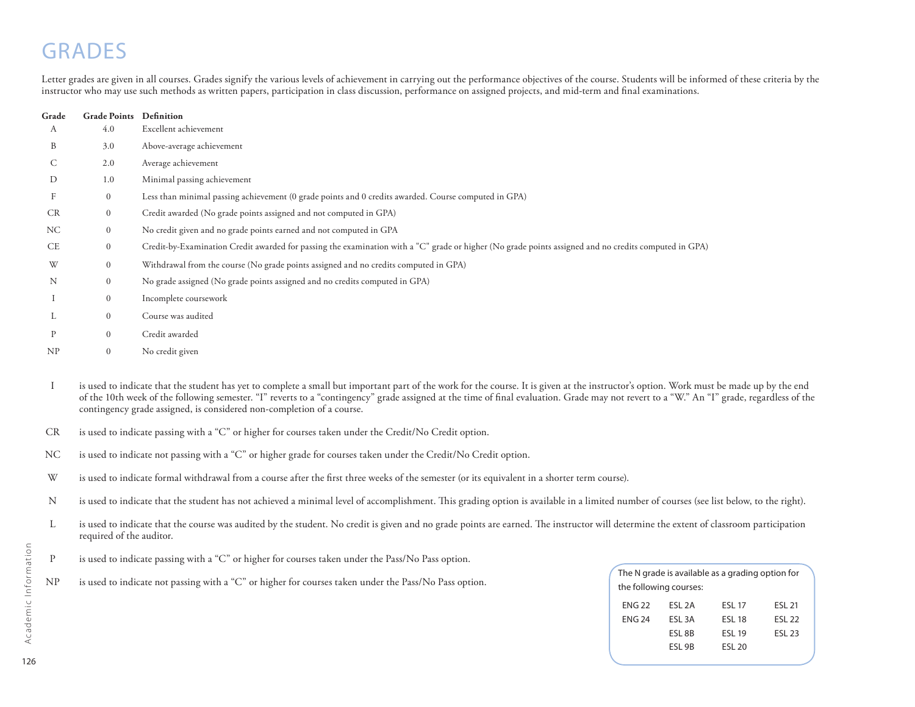# GRADES

Letter grades are given in all courses. Grades signify the various levels of achievement in carrying out the performance objectives of the course. Students will be informed of these criteria by the instructor who may use such methods as written papers, participation in class discussion, performance on assigned projects, and mid-term and final examinations.

| Grade | Grade Points | Definition |
|---|---|---|
| A | 4.0 | Excellent achievement |
| B | 3.0 | Above-average achievement |
| C | 2.0 | Average achievement |
| D | 1.0 | Minimal passing achievement |
| F | 0 | Less than minimal passing achievement (0 grade points and 0 credits awarded. Course computed in GPA) |
| CR | 0 | Credit awarded (No grade points assigned and not computed in GPA) |
| NC | 0 | No credit given and no grade points earned and not computed in GPA |
| CE | 0 | Credit-by-Examination Credit awarded for passing the examination with a "C" grade or higher (No grade points assigned and no credits computed in GPA) |
| W | 0 | Withdrawal from the course (No grade points assigned and no credits computed in GPA) |
| N | 0 | No grade assigned (No grade points assigned and no credits computed in GPA) |
| I | 0 | Incomplete coursework |
| L | 0 | Course was audited |
| P | 0 | Credit awarded |
| NP | 0 | No credit given |

**I** is used to indicate that the student has yet to complete a small but important part of the work for the course. It is given at the instructor's option. Work must be made up by the end of the 10th week of the following semester. "I" reverts to a "contingency" grade assigned at the time of final evaluation. Grade may not revert to a "W." An "I" grade, regardless of the contingency grade assigned, is considered non-completion of a course.

**CR** is used to indicate passing with a "C" or higher for courses taken under the Credit/No Credit option.

**NC** is used to indicate not passing with a "C" or higher grade for courses taken under the Credit/No Credit option.

**W** is used to indicate formal withdrawal from a course after the first three weeks of the semester (or its equivalent in a shorter term course).

**N** is used to indicate that the student has not achieved a minimal level of accomplishment. This grading option is available in a limited number of courses (see list below, to the right).

**L** is used to indicate that the course was audited by the student. No credit is given and no grade points are earned. The instructor will determine the extent of classroom participation required of the auditor.

**P** is used to indicate passing with a "C" or higher for courses taken under the Pass/No Pass option.

**NP** is used to indicate not passing with a "C" or higher for courses taken under the Pass/No Pass option.

The N grade is available as a grading option for the following courses:

| | | | |
|---|---|---|---|
| ENG 22 | ESL 2A | ESL 17 | ESL 21 |
| ENG 24 | ESL 3A | ESL 18 | ESL 22 |
| | ESL 8B | ESL 19 | ESL 23 |
| | ESL 9B | ESL 20 | |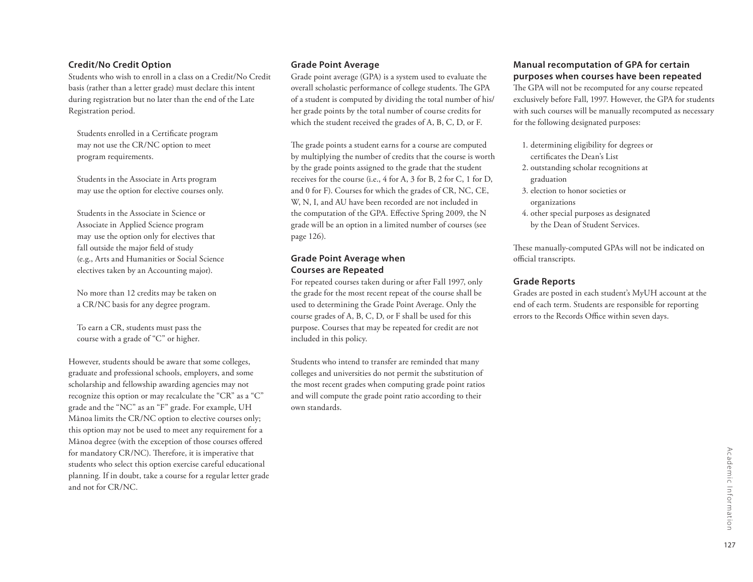## Credit/No Credit Option

Students who wish to enroll in a class on a Credit/No Credit basis (rather than a letter grade) must declare this intent during registration but no later than the end of the Late Registration period.

Students enrolled in a Certificate program may not use the CR/NC option to meet program requirements.

Students in the Associate in Arts program may use the option for elective courses only.

Students in the Associate in Science or Associate in Applied Science program may use the option only for electives that fall outside the major field of study (e.g., Arts and Humanities or Social Science electives taken by an Accounting major).

No more than 12 credits may be taken on a CR/NC basis for any degree program.

To earn a CR, students must pass the course with a grade of "C" or higher.

However, students should be aware that some colleges, graduate and professional schools, employers, and some scholarship and fellowship awarding agencies may not recognize this option or may recalculate the "CR" as a "C" grade and the "NC" as an "F" grade. For example, UH Mānoa limits the CR/NC option to elective courses only; this option may not be used to meet any requirement for a Mānoa degree (with the exception of those courses offered for mandatory CR/NC). Therefore, it is imperative that students who select this option exercise careful educational planning. If in doubt, take a course for a regular letter grade and not for CR/NC.

## Grade Point Average

Grade point average (GPA) is a system used to evaluate the overall scholastic performance of college students. The GPA of a student is computed by dividing the total number of his/her grade points by the total number of course credits for which the student received the grades of A, B, C, D, or F.

The grade points a student earns for a course are computed by multiplying the number of credits that the course is worth by the grade points assigned to the grade that the student receives for the course (i.e., 4 for A, 3 for B, 2 for C, 1 for D, and 0 for F). Courses for which the grades of CR, NC, CE, W, N, I, and AU have been recorded are not included in the computation of the GPA. Effective Spring 2009, the N grade will be an option in a limited number of courses (see page 126).

## Grade Point Average when Courses are Repeated

For repeated courses taken during or after Fall 1997, only the grade for the most recent repeat of the course shall be used to determining the Grade Point Average. Only the course grades of A, B, C, D, or F shall be used for this purpose. Courses that may be repeated for credit are not included in this policy.

Students who intend to transfer are reminded that many colleges and universities do not permit the substitution of the most recent grades when computing grade point ratios and will compute the grade point ratio according to their own standards.

## Manual recomputation of GPA for certain purposes when courses have been repeated

The GPA will not be recomputed for any course repeated exclusively before Fall, 1997. However, the GPA for students with such courses will be manually recomputed as necessary for the following designated purposes:

1. determining eligibility for degrees or certificates the Dean's List
2. outstanding scholar recognitions at graduation
3. election to honor societies or organizations
4. other special purposes as designated by the Dean of Student Services.

These manually-computed GPAs will not be indicated on official transcripts.

## Grade Reports

Grades are posted in each student's MyUH account at the end of each term. Students are responsible for reporting errors to the Records Office within seven days.